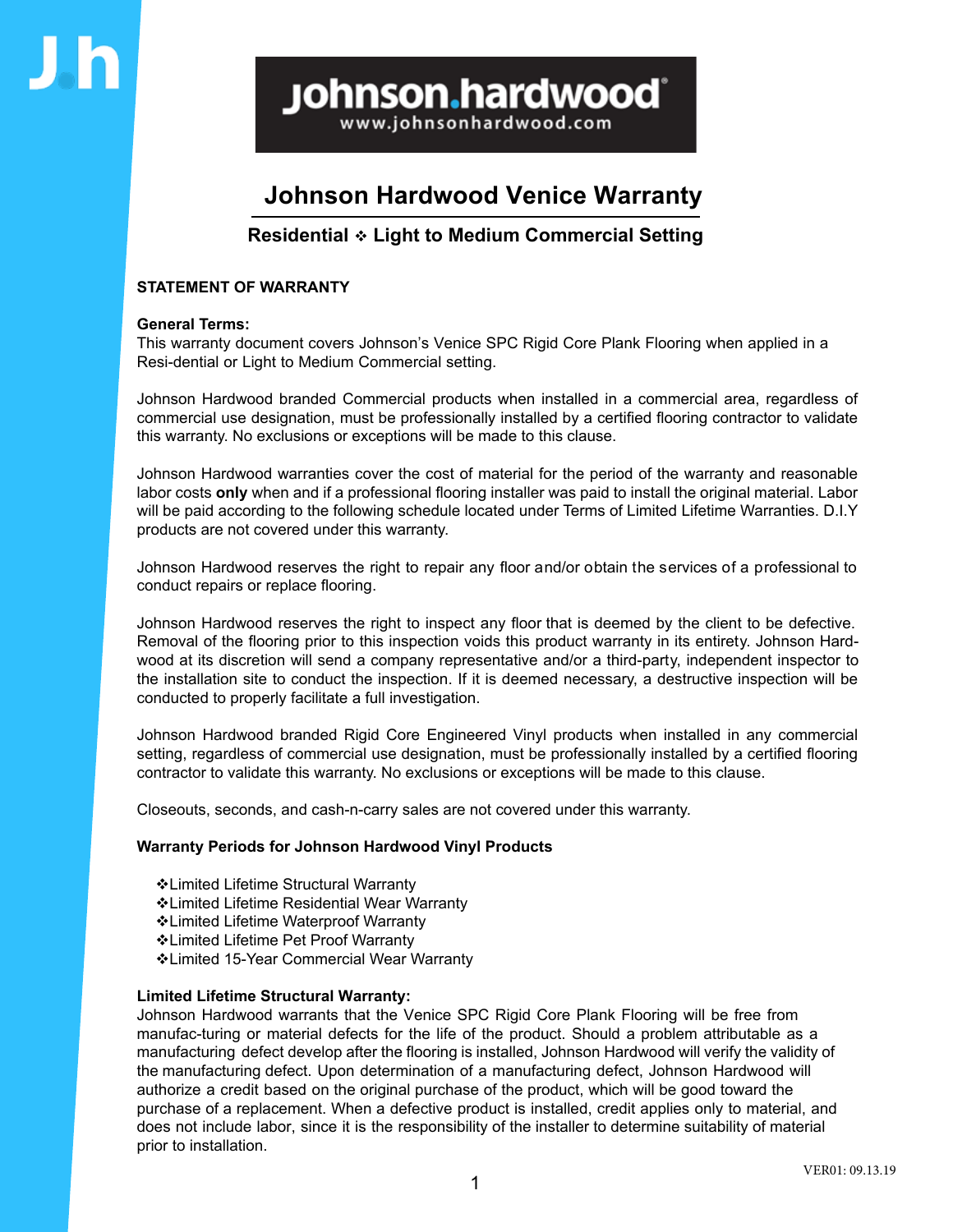# Johnson Hardwood Venice Warranty

## Residential ❖ Light to Medium Commercial Setting

**STATEMENT OF WARRANTY**

**General Terms:**
This warranty document covers Johnson's Venice SPC Rigid Core Plank Flooring when applied in a Resi-dential or Light to Medium Commercial setting.

Johnson Hardwood branded Commercial products when installed in a commercial area, regardless of commercial use designation, must be professionally installed by a certified flooring contractor to validate this warranty. No exclusions or exceptions will be made to this clause.

Johnson Hardwood warranties cover the cost of material for the period of the warranty and reasonable labor costs **only** when and if a professional flooring installer was paid to install the original material. Labor will be paid according to the following schedule located under Terms of Limited Lifetime Warranties. D.I.Y products are not covered under this warranty.

Johnson Hardwood reserves the right to repair any floor and/or obtain the services of a professional to conduct repairs or replace flooring.

Johnson Hardwood reserves the right to inspect any floor that is deemed by the client to be defective. Removal of the flooring prior to this inspection voids this product warranty in its entirety. Johnson Hard-wood at its discretion will send a company representative and/or a third-party, independent inspector to the installation site to conduct the inspection. If it is deemed necessary, a destructive inspection will be conducted to properly facilitate a full investigation.

Johnson Hardwood branded Rigid Core Engineered Vinyl products when installed in any commercial setting, regardless of commercial use designation, must be professionally installed by a certified flooring contractor to validate this warranty. No exclusions or exceptions will be made to this clause.

Closeouts, seconds, and cash-n-carry sales are not covered under this warranty.

**Warranty Periods for Johnson Hardwood Vinyl Products**

- ❖Limited Lifetime Structural Warranty
- ❖Limited Lifetime Residential Wear Warranty
- ❖Limited Lifetime Waterproof Warranty
- ❖Limited Lifetime Pet Proof Warranty
- ❖Limited 15-Year Commercial Wear Warranty

**Limited Lifetime Structural Warranty:**
Johnson Hardwood warrants that the Venice SPC Rigid Core Plank Flooring will be free from manufac-turing or material defects for the life of the product. Should a problem attributable as a manufacturing defect develop after the flooring is installed, Johnson Hardwood will verify the validity of the manufacturing defect. Upon determination of a manufacturing defect, Johnson Hardwood will authorize a credit based on the original purchase of the product, which will be good toward the purchase of a replacement. When a defective product is installed, credit applies only to material, and does not include labor, since it is the responsibility of the installer to determine suitability of material prior to installation.

VER01: 09.13.19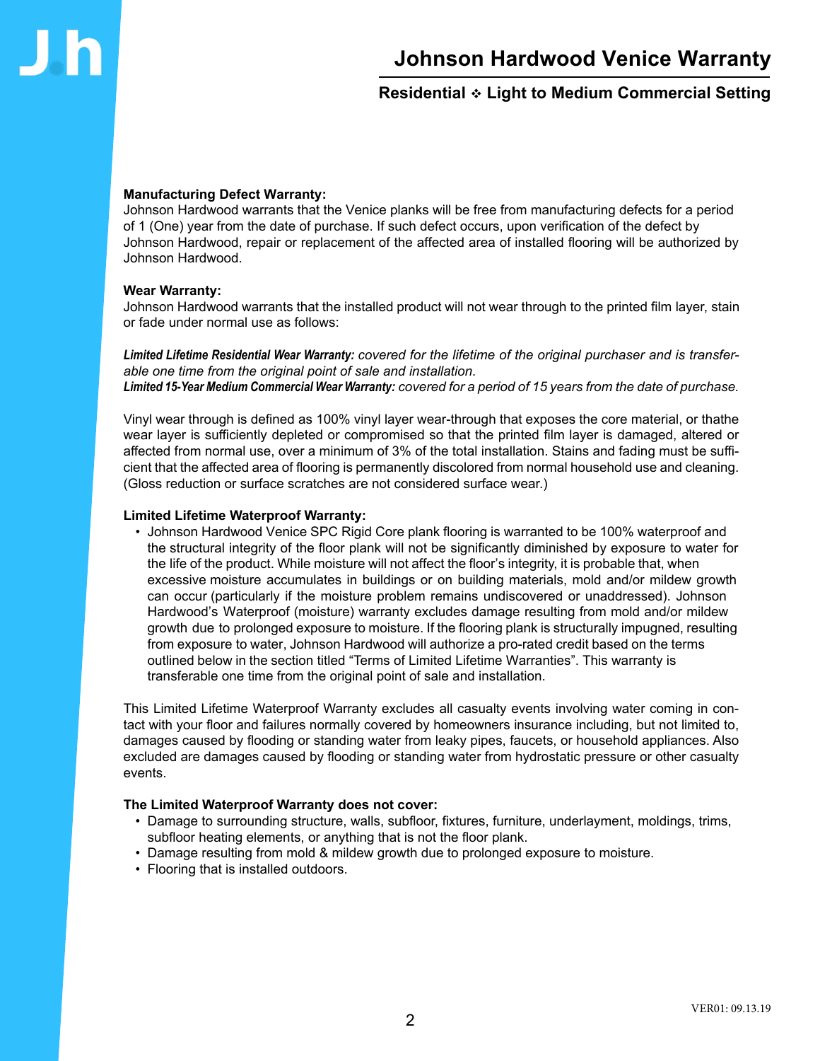# Johnson Hardwood Venice Warranty

## Residential ❖ Light to Medium Commercial Setting

**Manufacturing Defect Warranty:**
Johnson Hardwood warrants that the Venice planks will be free from manufacturing defects for a period of 1 (One) year from the date of purchase. If such defect occurs, upon verification of the defect by Johnson Hardwood, repair or replacement of the affected area of installed flooring will be authorized by Johnson Hardwood.

**Wear Warranty:**
Johnson Hardwood warrants that the installed product will not wear through to the printed film layer, stain or fade under normal use as follows:

***Limited Lifetime Residential Wear Warranty:*** *covered for the lifetime of the original purchaser and is transferable one time from the original point of sale and installation.*
***Limited 15-Year Medium Commercial Wear Warranty:*** *covered for a period of 15 years from the date of purchase.*

Vinyl wear through is defined as 100% vinyl layer wear-through that exposes the core material, or thathe wear layer is sufficiently depleted or compromised so that the printed film layer is damaged, altered or affected from normal use, over a minimum of 3% of the total installation. Stains and fading must be sufficient that the affected area of flooring is permanently discolored from normal household use and cleaning. (Gloss reduction or surface scratches are not considered surface wear.)

**Limited Lifetime Waterproof Warranty:**

- Johnson Hardwood Venice SPC Rigid Core plank flooring is warranted to be 100% waterproof and the structural integrity of the floor plank will not be significantly diminished by exposure to water for the life of the product. While moisture will not affect the floor's integrity, it is probable that, when excessive moisture accumulates in buildings or on building materials, mold and/or mildew growth can occur (particularly if the moisture problem remains undiscovered or unaddressed). Johnson Hardwood's Waterproof (moisture) warranty excludes damage resulting from mold and/or mildew growth due to prolonged exposure to moisture. If the flooring plank is structurally impugned, resulting from exposure to water, Johnson Hardwood will authorize a pro-rated credit based on the terms outlined below in the section titled "Terms of Limited Lifetime Warranties". This warranty is transferable one time from the original point of sale and installation.

This Limited Lifetime Waterproof Warranty excludes all casualty events involving water coming in contact with your floor and failures normally covered by homeowners insurance including, but not limited to, damages caused by flooding or standing water from leaky pipes, faucets, or household appliances. Also excluded are damages caused by flooding or standing water from hydrostatic pressure or other casualty events.

**The Limited Waterproof Warranty does not cover:**

- Damage to surrounding structure, walls, subfloor, fixtures, furniture, underlayment, moldings, trims, subfloor heating elements, or anything that is not the floor plank.
- Damage resulting from mold & mildew growth due to prolonged exposure to moisture.
- Flooring that is installed outdoors.

VER01: 09.13.19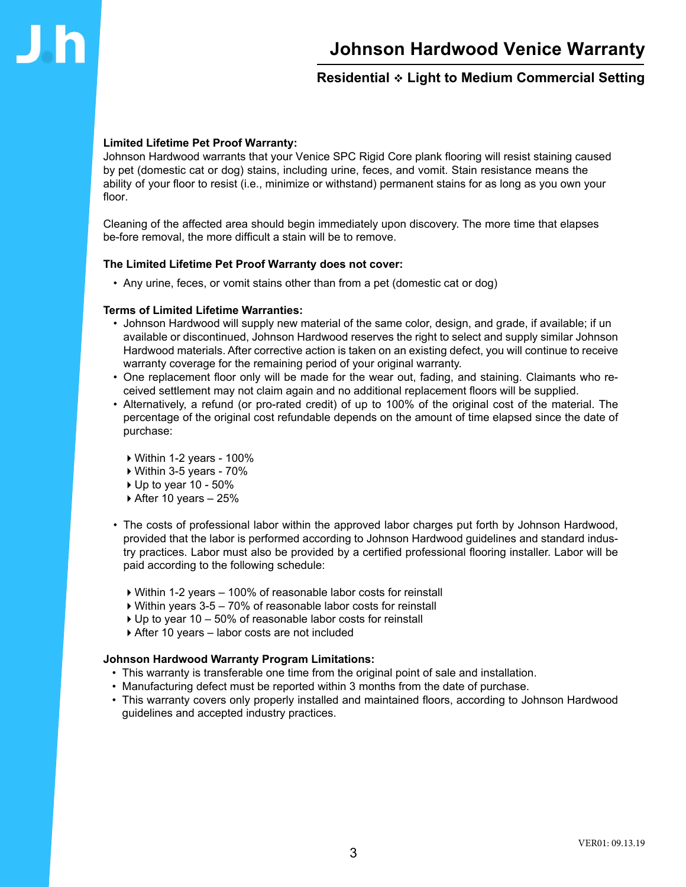# Johnson Hardwood Venice Warranty

## Residential ❖ Light to Medium Commercial Setting

**Limited Lifetime Pet Proof Warranty:**
Johnson Hardwood warrants that your Venice SPC Rigid Core plank flooring will resist staining caused by pet (domestic cat or dog) stains, including urine, feces, and vomit. Stain resistance means the ability of your floor to resist (i.e., minimize or withstand) permanent stains for as long as you own your floor.

Cleaning of the affected area should begin immediately upon discovery. The more time that elapses be-fore removal, the more difficult a stain will be to remove.

**The Limited Lifetime Pet Proof Warranty does not cover:**

- Any urine, feces, or vomit stains other than from a pet (domestic cat or dog)

**Terms of Limited Lifetime Warranties:**

- Johnson Hardwood will supply new material of the same color, design, and grade, if available; if unavailable or discontinued, Johnson Hardwood reserves the right to select and supply similar Johnson Hardwood materials. After corrective action is taken on an existing defect, you will continue to receive warranty coverage for the remaining period of your original warranty.
- One replacement floor only will be made for the wear out, fading, and staining. Claimants who received settlement may not claim again and no additional replacement floors will be supplied.
- Alternatively, a refund (or pro-rated credit) of up to 100% of the original cost of the material. The percentage of the original cost refundable depends on the amount of time elapsed since the date of purchase:
  - Within 1-2 years - 100%
  - Within 3-5 years - 70%
  - Up to year 10 - 50%
  - After 10 years – 25%
- The costs of professional labor within the approved labor charges put forth by Johnson Hardwood, provided that the labor is performed according to Johnson Hardwood guidelines and standard industry practices. Labor must also be provided by a certified professional flooring installer. Labor will be paid according to the following schedule:
  - Within 1-2 years – 100% of reasonable labor costs for reinstall
  - Within years 3-5 – 70% of reasonable labor costs for reinstall
  - Up to year 10 – 50% of reasonable labor costs for reinstall
  - After 10 years – labor costs are not included

**Johnson Hardwood Warranty Program Limitations:**

- This warranty is transferable one time from the original point of sale and installation.
- Manufacturing defect must be reported within 3 months from the date of purchase.
- This warranty covers only properly installed and maintained floors, according to Johnson Hardwood guidelines and accepted industry practices.

VER01: 09.13.19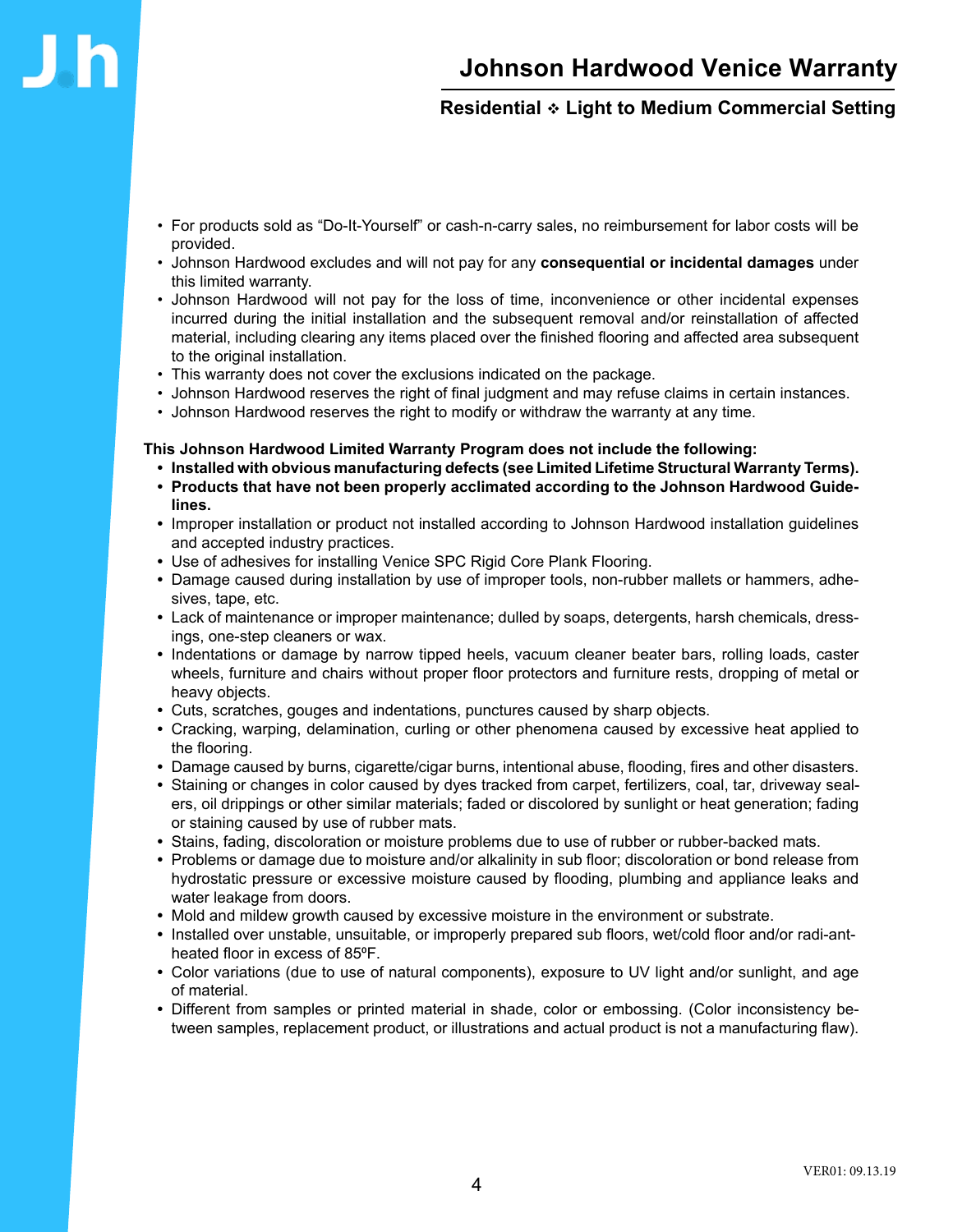- For products sold as "Do-It-Yourself" or cash-n-carry sales, no reimbursement for labor costs will be provided.
- Johnson Hardwood excludes and will not pay for any **consequential or incidental damages** under this limited warranty.
- Johnson Hardwood will not pay for the loss of time, inconvenience or other incidental expenses incurred during the initial installation and the subsequent removal and/or reinstallation of affected material, including clearing any items placed over the finished flooring and affected area subsequent to the original installation.
- This warranty does not cover the exclusions indicated on the package.
- Johnson Hardwood reserves the right of final judgment and may refuse claims in certain instances.
- Johnson Hardwood reserves the right to modify or withdraw the warranty at any time.

**This Johnson Hardwood Limited Warranty Program does not include the following:**

- **Installed with obvious manufacturing defects (see Limited Lifetime Structural Warranty Terms).**
- **Products that have not been properly acclimated according to the Johnson Hardwood Guidelines.**
- Improper installation or product not installed according to Johnson Hardwood installation guidelines and accepted industry practices.
- Use of adhesives for installing Venice SPC Rigid Core Plank Flooring.
- Damage caused during installation by use of improper tools, non-rubber mallets or hammers, adhesives, tape, etc.
- Lack of maintenance or improper maintenance; dulled by soaps, detergents, harsh chemicals, dressings, one-step cleaners or wax.
- Indentations or damage by narrow tipped heels, vacuum cleaner beater bars, rolling loads, caster wheels, furniture and chairs without proper floor protectors and furniture rests, dropping of metal or heavy objects.
- Cuts, scratches, gouges and indentations, punctures caused by sharp objects.
- Cracking, warping, delamination, curling or other phenomena caused by excessive heat applied to the flooring.
- Damage caused by burns, cigarette/cigar burns, intentional abuse, flooding, fires and other disasters.
- Staining or changes in color caused by dyes tracked from carpet, fertilizers, coal, tar, driveway sealers, oil drippings or other similar materials; faded or discolored by sunlight or heat generation; fading or staining caused by use of rubber mats.
- Stains, fading, discoloration or moisture problems due to use of rubber or rubber-backed mats.
- Problems or damage due to moisture and/or alkalinity in sub floor; discoloration or bond release from hydrostatic pressure or excessive moisture caused by flooding, plumbing and appliance leaks and water leakage from doors.
- Mold and mildew growth caused by excessive moisture in the environment or substrate.
- Installed over unstable, unsuitable, or improperly prepared sub floors, wet/cold floor and/or radiant-heated floor in excess of 85ºF.
- Color variations (due to use of natural components), exposure to UV light and/or sunlight, and age of material.
- Different from samples or printed material in shade, color or embossing. (Color inconsistency between samples, replacement product, or illustrations and actual product is not a manufacturing flaw).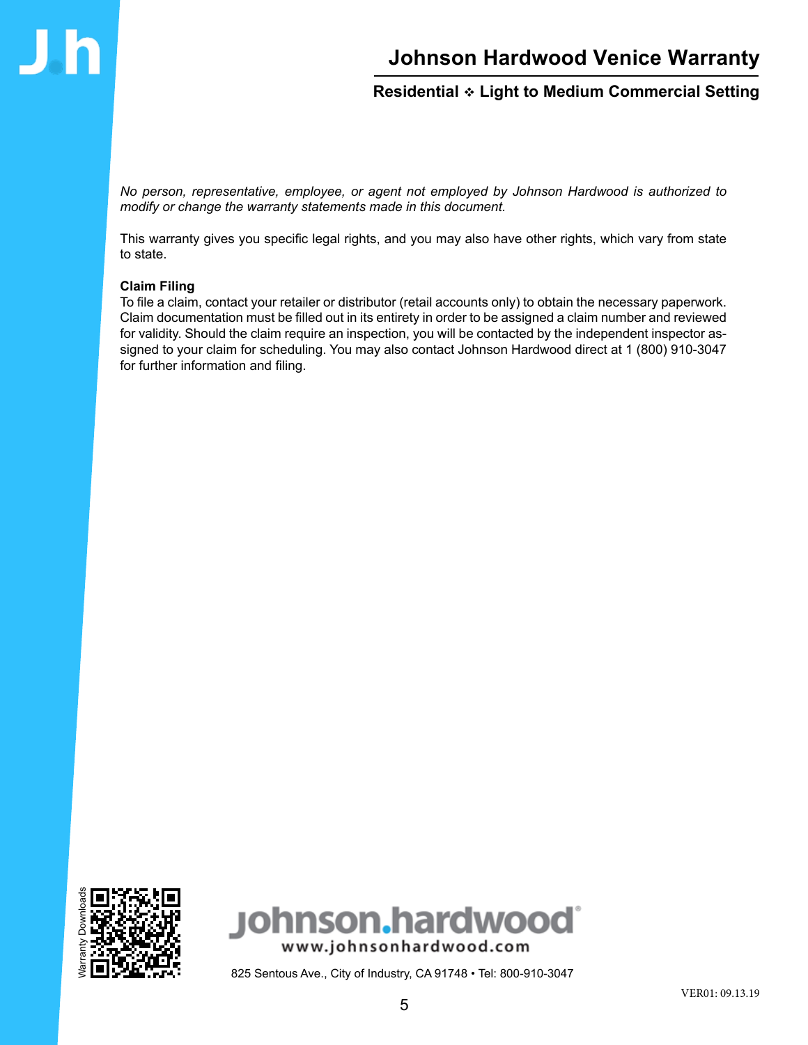*No person, representative, employee, or agent not employed by Johnson Hardwood is authorized to modify or change the warranty statements made in this document.*

This warranty gives you specific legal rights, and you may also have other rights, which vary from state to state.

**Claim Filing**

To file a claim, contact your retailer or distributor (retail accounts only) to obtain the necessary paperwork. Claim documentation must be filled out in its entirety in order to be assigned a claim number and reviewed for validity. Should the claim require an inspection, you will be contacted by the independent inspector assigned to your claim for scheduling. You may also contact Johnson Hardwood direct at 1 (800) 910-3047 for further information and filing.

Warranty Downloads

johnson.hardwood®
www.johnsonhardwood.com

825 Sentous Ave., City of Industry, CA 91748 • Tel: 800-910-3047

VER01: 09.13.19